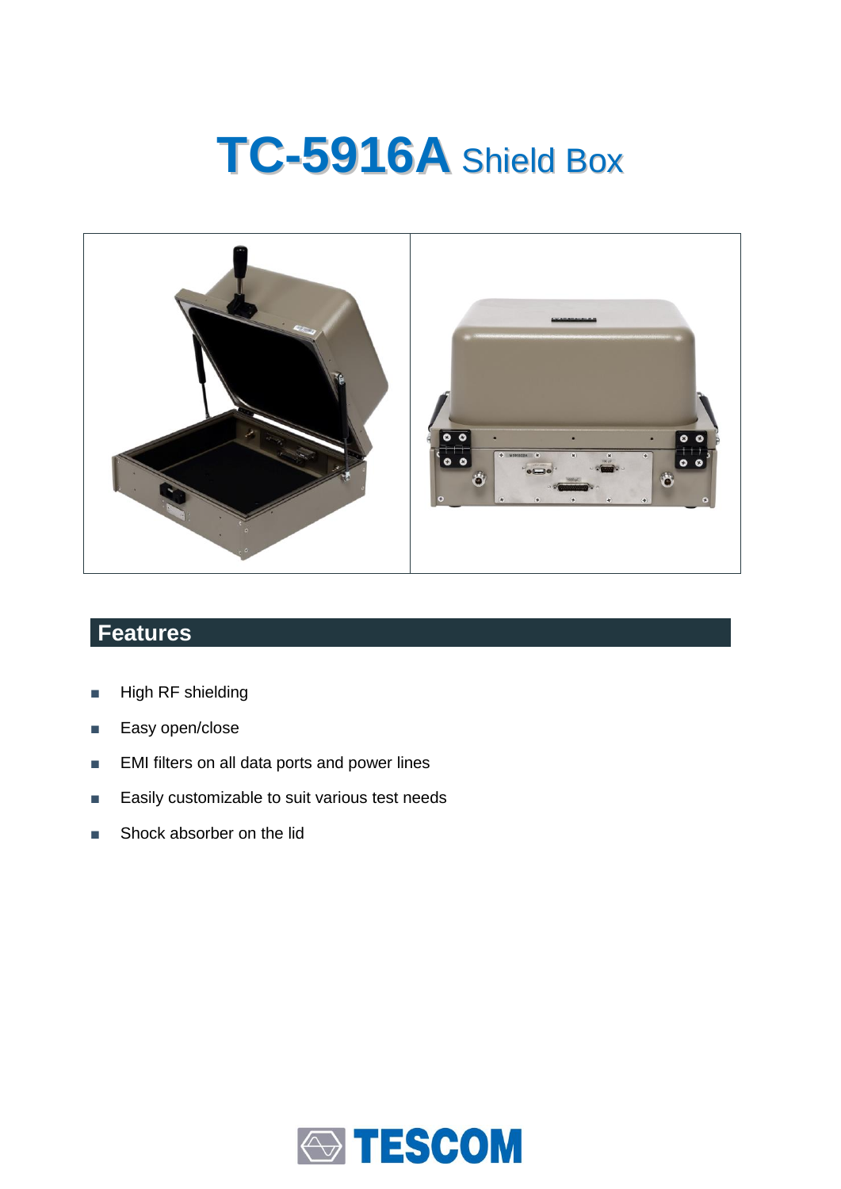# TC-5916A Shield Box

## Features

- High RF shielding
- Easy open/close
- EMI filters on all data ports and power lines
- Easily customizable to suit various test needs
- Shock absorber on the lid

TESCOM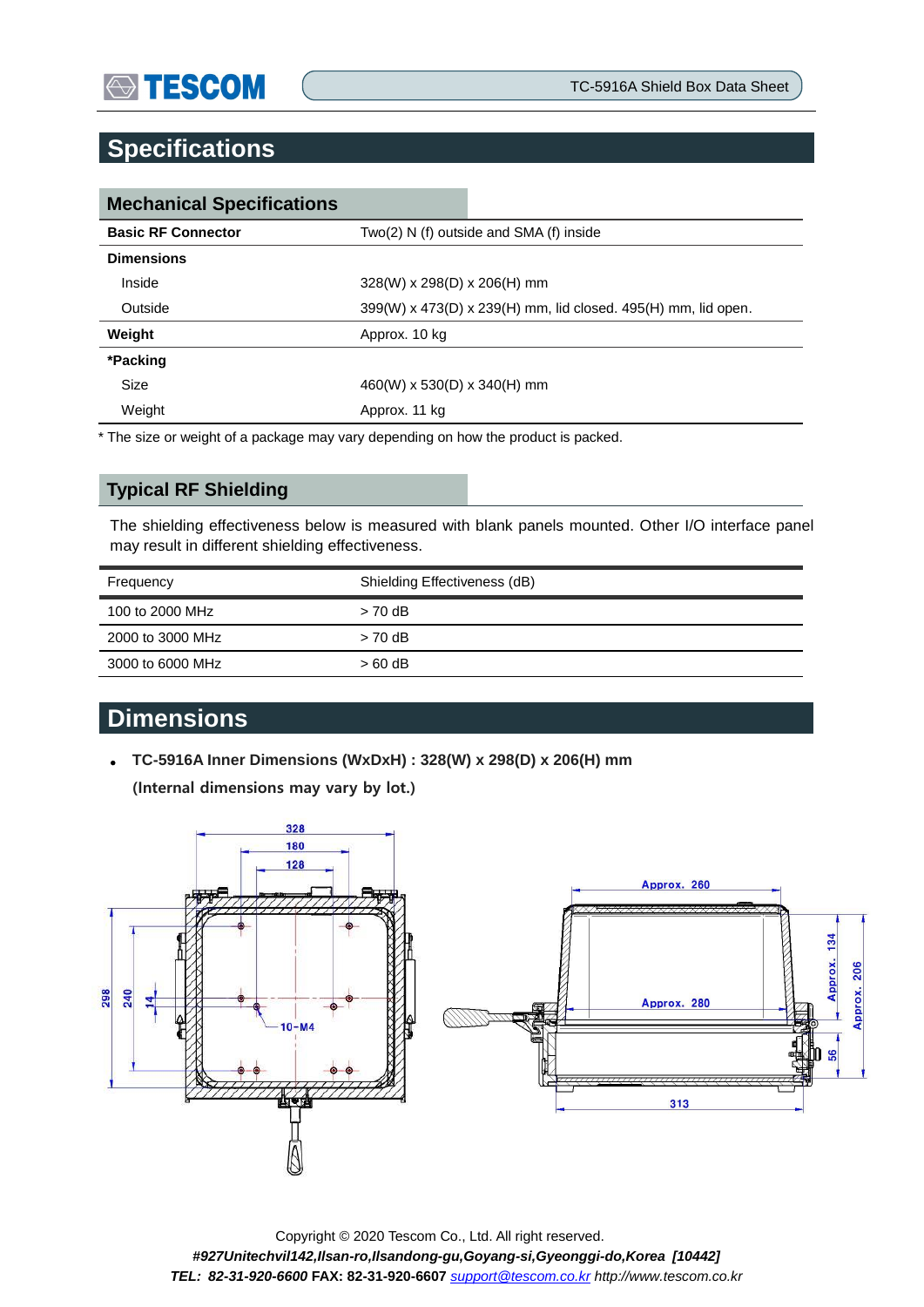# Specifications

## Mechanical Specifications

| | |
|---|---|
| **Basic RF Connector** | Two(2) N (f) outside and SMA (f) inside |
| **Dimensions** | |
| Inside | 328(W) x 298(D) x 206(H) mm |
| Outside | 399(W) x 473(D) x 239(H) mm, lid closed. 495(H) mm, lid open. |
| **Weight** | Approx. 10 kg |
| ***Packing** | |
| Size | 460(W) x 530(D) x 340(H) mm |
| Weight | Approx. 11 kg |

* The size or weight of a package may vary depending on how the product is packed.

## Typical RF Shielding

The shielding effectiveness below is measured with blank panels mounted. Other I/O interface panel may result in different shielding effectiveness.

| Frequency | Shielding Effectiveness (dB) |
|---|---|
| 100 to 2000 MHz | > 70 dB |
| 2000 to 3000 MHz | > 70 dB |
| 3000 to 6000 MHz | > 60 dB |

# Dimensions

- **TC-5916A Inner Dimensions (WxDxH) : 328(W) x 298(D) x 206(H) mm**
  **(Internal dimensions may vary by lot.)**

Copyright © 2020 Tescom Co., Ltd. All right reserved.
*#927Unitechvil142,Ilsan-ro,Ilsandong-gu,Goyang-si,Gyeonggi-do,Korea [10442]*
*TEL: 82-31-920-6600* **FAX: 82-31-920-6607** *support@tescom.co.kr http://www.tescom.co.kr*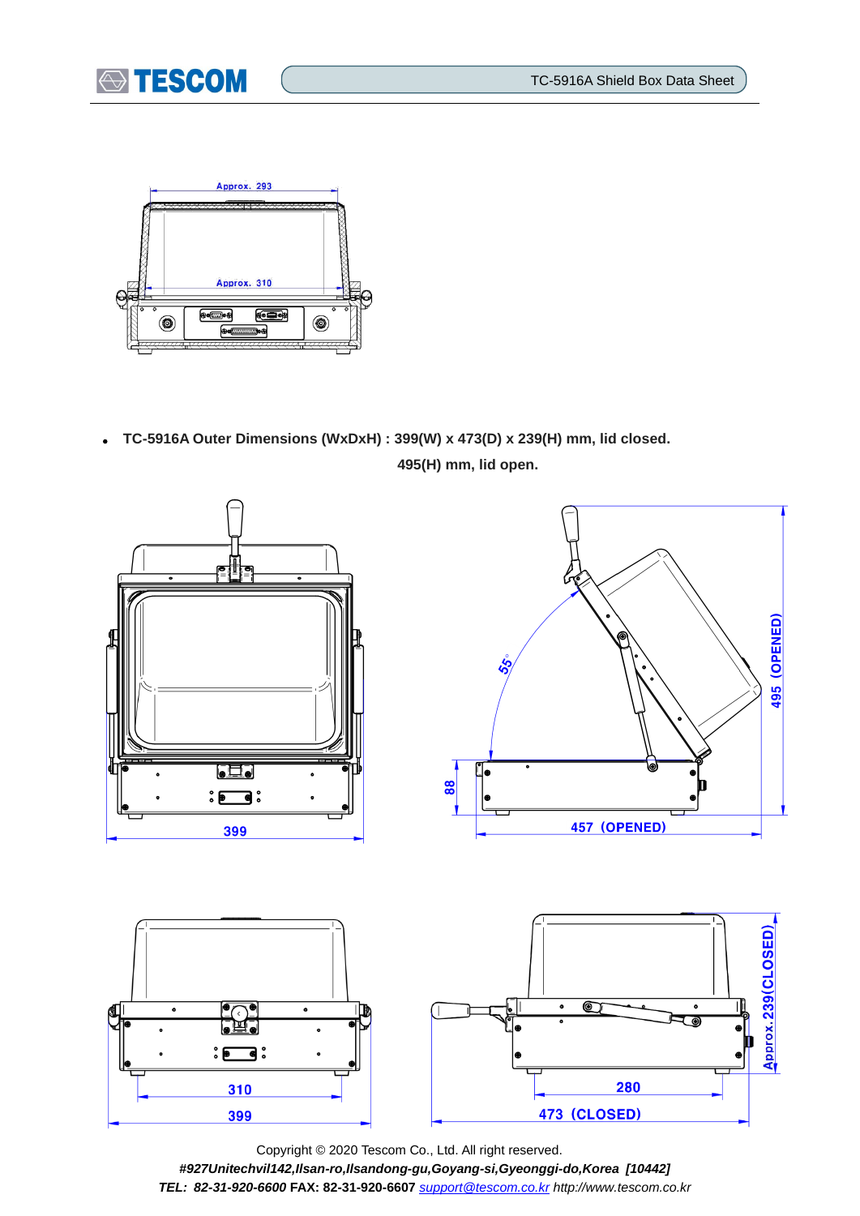- **TC-5916A Outer Dimensions (WxDxH) : 399(W) x 473(D) x 239(H) mm, lid closed.**

  **495(H) mm, lid open.**

Copyright © 2020 Tescom Co., Ltd. All right reserved.

***#927Unitechvil142,Ilsan-ro,Ilsandong-gu,Goyang-si,Gyeonggi-do,Korea [10442]***

***TEL: 82-31-920-6600*** **FAX: 82-31-920-6607** *support@tescom.co.kr http://www.tescom.co.kr*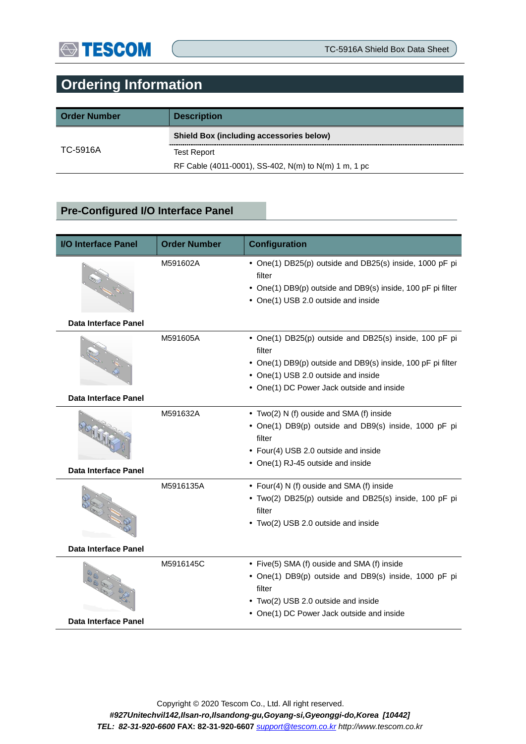## Ordering Information

| Order Number | Description |
|---|---|
| TC-5916A | **Shield Box (including accessories below)** |
| | Test Report |
| | RF Cable (4011-0001), SS-402, N(m) to N(m) 1 m, 1 pc |

### Pre-Configured I/O Interface Panel

| I/O Interface Panel | Order Number | Configuration |
|---|---|---|
| **Data Interface Panel** | M591602A | • One(1) DB25(p) outside and DB25(s) inside, 1000 pF pi filter<br>• One(1) DB9(p) outside and DB9(s) inside, 100 pF pi filter<br>• One(1) USB 2.0 outside and inside |
| **Data Interface Panel** | M591605A | • One(1) DB25(p) outside and DB25(s) inside, 100 pF pi filter<br>• One(1) DB9(p) outside and DB9(s) inside, 100 pF pi filter<br>• One(1) USB 2.0 outside and inside<br>• One(1) DC Power Jack outside and inside |
| **Data Interface Panel** | M591632A | • Two(2) N (f) ouside and SMA (f) inside<br>• One(1) DB9(p) outside and DB9(s) inside, 1000 pF pi filter<br>• Four(4) USB 2.0 outside and inside<br>• One(1) RJ-45 outside and inside |
| **Data Interface Panel** | M5916135A | • Four(4) N (f) ouside and SMA (f) inside<br>• Two(2) DB25(p) outside and DB25(s) inside, 100 pF pi filter<br>• Two(2) USB 2.0 outside and inside |
| **Data Interface Panel** | M5916145C | • Five(5) SMA (f) ouside and SMA (f) inside<br>• One(1) DB9(p) outside and DB9(s) inside, 1000 pF pi filter<br>• Two(2) USB 2.0 outside and inside<br>• One(1) DC Power Jack outside and inside |

Copyright © 2020 Tescom Co., Ltd. All right reserved.
***#927Unitechvil142,Ilsan-ro,Ilsandong-gu,Goyang-si,Gyeonggi-do,Korea [10442]***
***TEL: 82-31-920-6600*** **FAX: 82-31-920-6607** *support@tescom.co.kr http://www.tescom.co.kr*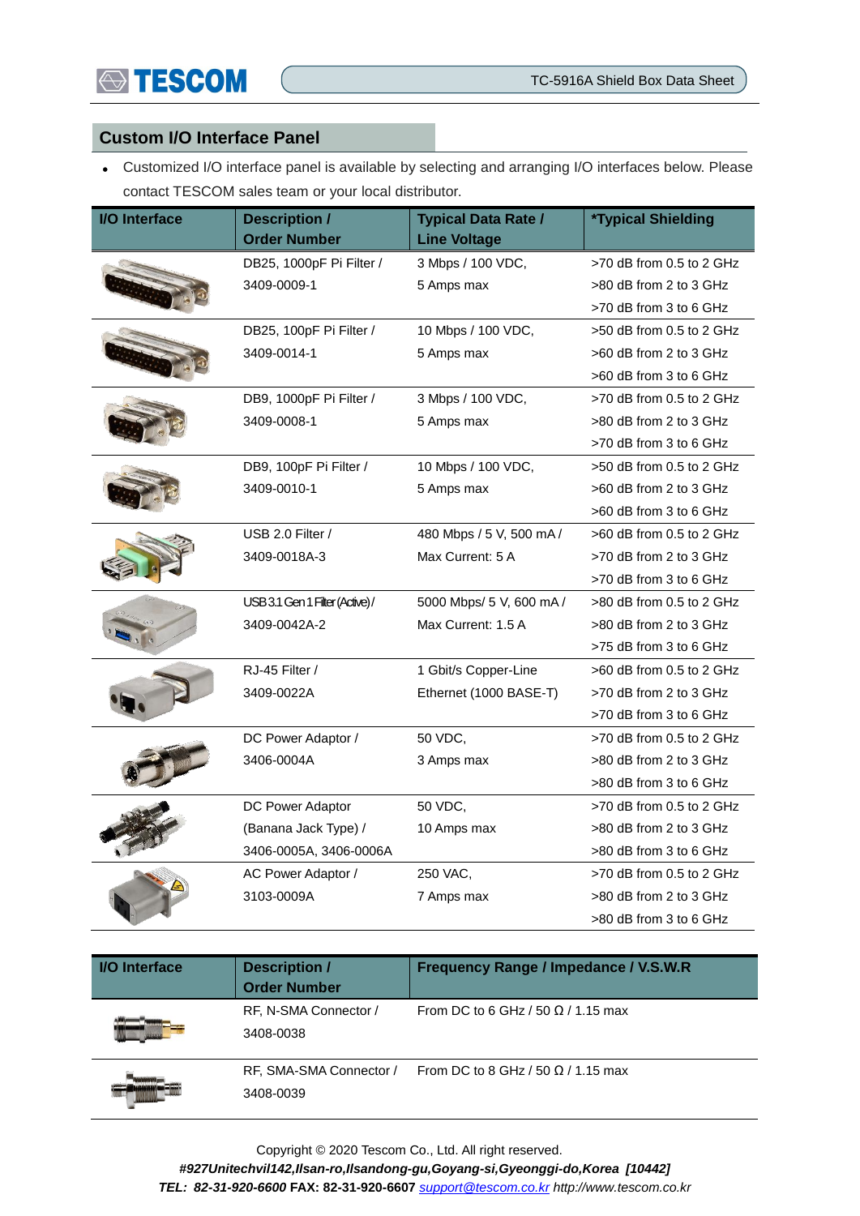## Custom I/O Interface Panel

- Customized I/O interface panel is available by selecting and arranging I/O interfaces below. Please contact TESCOM sales team or your local distributor.

| I/O Interface | Description / Order Number | Typical Data Rate / Line Voltage | *Typical Shielding |
|---|---|---|---|
| | DB25, 1000pF Pi Filter / 3409-0009-1 | 3 Mbps / 100 VDC, 5 Amps max | >70 dB from 0.5 to 2 GHz >80 dB from 2 to 3 GHz >70 dB from 3 to 6 GHz |
| | DB25, 100pF Pi Filter / 3409-0014-1 | 10 Mbps / 100 VDC, 5 Amps max | >50 dB from 0.5 to 2 GHz >60 dB from 2 to 3 GHz >60 dB from 3 to 6 GHz |
| | DB9, 1000pF Pi Filter / 3409-0008-1 | 3 Mbps / 100 VDC, 5 Amps max | >70 dB from 0.5 to 2 GHz >80 dB from 2 to 3 GHz >70 dB from 3 to 6 GHz |
| | DB9, 100pF Pi Filter / 3409-0010-1 | 10 Mbps / 100 VDC, 5 Amps max | >50 dB from 0.5 to 2 GHz >60 dB from 2 to 3 GHz >60 dB from 3 to 6 GHz |
| | USB 2.0 Filter / 3409-0018A-3 | 480 Mbps / 5 V, 500 mA / Max Current: 5 A | >60 dB from 0.5 to 2 GHz >70 dB from 2 to 3 GHz >70 dB from 3 to 6 GHz |
| | USB 3.1 Gen 1 Filter (Active) / 3409-0042A-2 | 5000 Mbps/ 5 V, 600 mA / Max Current: 1.5 A | >80 dB from 0.5 to 2 GHz >80 dB from 2 to 3 GHz >75 dB from 3 to 6 GHz |
| | RJ-45 Filter / 3409-0022A | 1 Gbit/s Copper-Line Ethernet (1000 BASE-T) | >60 dB from 0.5 to 2 GHz >70 dB from 2 to 3 GHz >70 dB from 3 to 6 GHz |
| | DC Power Adaptor / 3406-0004A | 50 VDC, 3 Amps max | >70 dB from 0.5 to 2 GHz >80 dB from 2 to 3 GHz >80 dB from 3 to 6 GHz |
| | DC Power Adaptor (Banana Jack Type) / 3406-0005A, 3406-0006A | 50 VDC, 10 Amps max | >70 dB from 0.5 to 2 GHz >80 dB from 2 to 3 GHz >80 dB from 3 to 6 GHz |
| | AC Power Adaptor / 3103-0009A | 250 VAC, 7 Amps max | >70 dB from 0.5 to 2 GHz >80 dB from 2 to 3 GHz >80 dB from 3 to 6 GHz |

| I/O Interface | Description / Order Number | Frequency Range / Impedance / V.S.W.R |
|---|---|---|
| | RF, N-SMA Connector / 3408-0038 | From DC to 6 GHz / 50 Ω / 1.15 max |
| | RF, SMA-SMA Connector / 3408-0039 | From DC to 8 GHz / 50 Ω / 1.15 max |

Copyright © 2020 Tescom Co., Ltd. All right reserved.
***#927Unitechvil142,Ilsan-ro,Ilsandong-gu,Goyang-si,Gyeonggi-do,Korea [10442]***
***TEL: 82-31-920-6600*** **FAX: 82-31-920-6607** *support@tescom.co.kr http://www.tescom.co.kr*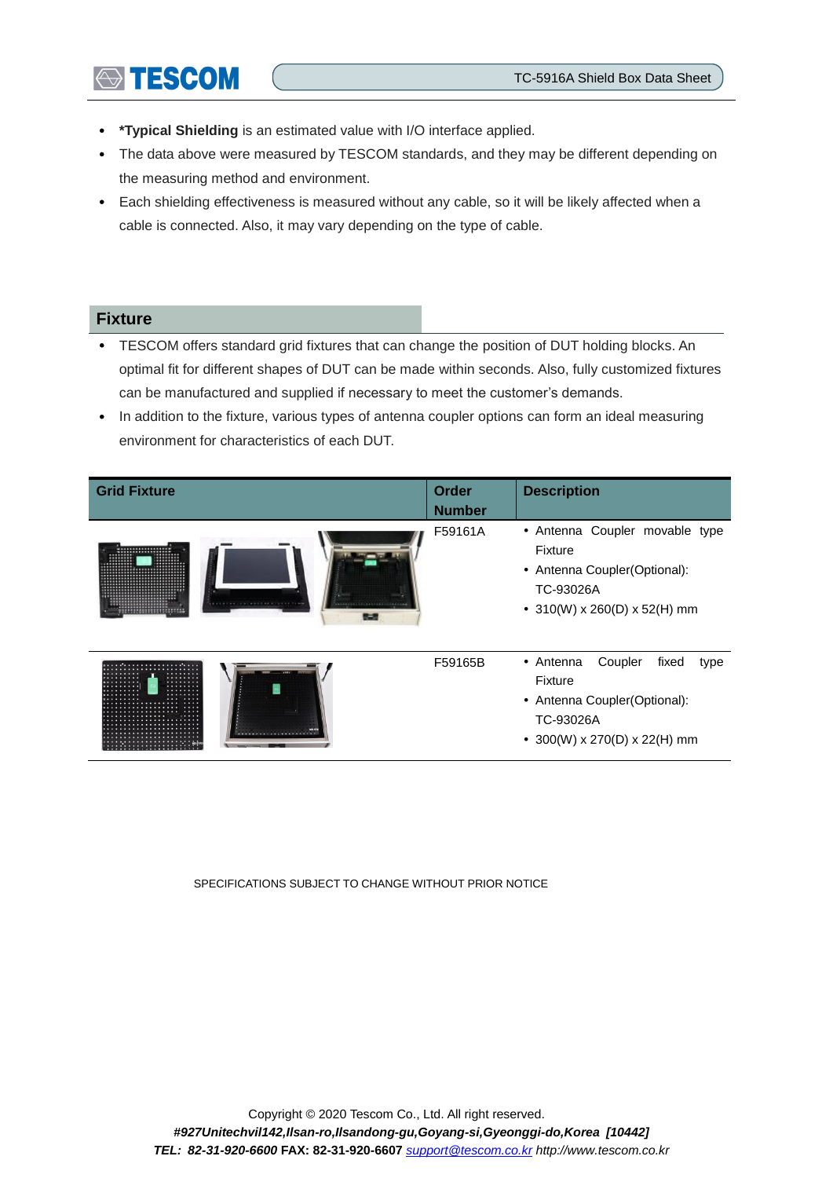- ***Typical Shielding** is an estimated value with I/O interface applied.
- The data above were measured by TESCOM standards, and they may be different depending on the measuring method and environment.
- Each shielding effectiveness is measured without any cable, so it will be likely affected when a cable is connected. Also, it may vary depending on the type of cable.

## Fixture

- TESCOM offers standard grid fixtures that can change the position of DUT holding blocks. An optimal fit for different shapes of DUT can be made within seconds. Also, fully customized fixtures can be manufactured and supplied if necessary to meet the customer's demands.
- In addition to the fixture, various types of antenna coupler options can form an ideal measuring environment for characteristics of each DUT.

| Grid Fixture | Order Number | Description |
|---|---|---|
| | F59161A | • Antenna Coupler movable type Fixture<br>• Antenna Coupler(Optional): TC-93026A<br>• 310(W) x 260(D) x 52(H) mm |
| | F59165B | • Antenna Coupler fixed type Fixture<br>• Antenna Coupler(Optional): TC-93026A<br>• 300(W) x 270(D) x 22(H) mm |

SPECIFICATIONS SUBJECT TO CHANGE WITHOUT PRIOR NOTICE

Copyright © 2020 Tescom Co., Ltd. All right reserved.

***#927Unitechvil142,Ilsan-ro,Ilsandong-gu,Goyang-si,Gyeonggi-do,Korea [10442]***

***TEL: 82-31-920-6600*** **FAX: 82-31-920-6607** *support@tescom.co.kr* *http://www.tescom.co.kr*